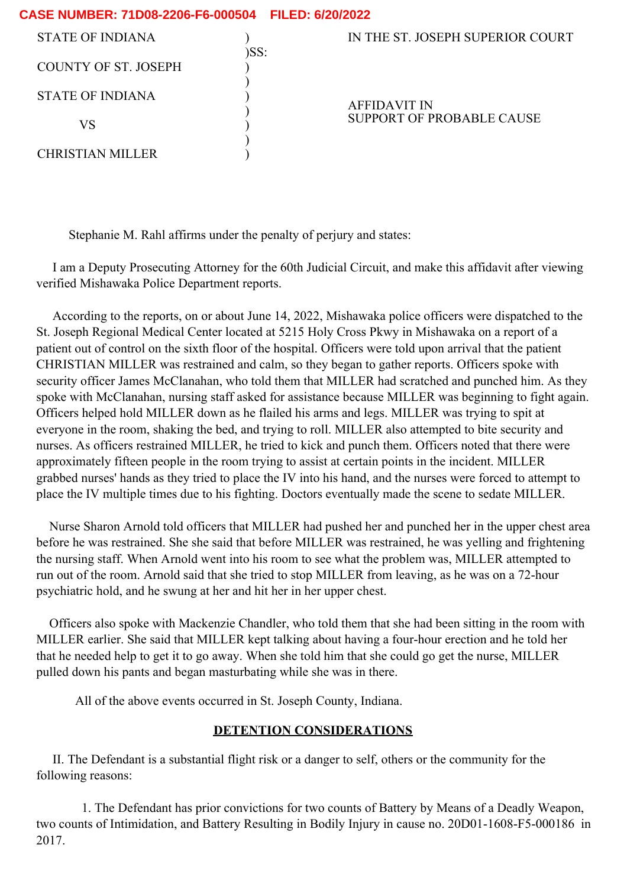**CASE NUMBER: 71D08-2206-F6-000504 FILED: 6/20/2022**

| | | |
|---|---|---|
| STATE OF INDIANA | ) | IN THE ST. JOSEPH SUPERIOR COURT |
| | )SS: | |
| COUNTY OF ST. JOSEPH | ) | |
| | ) | |
| STATE OF INDIANA | ) | |
| | ) | AFFIDAVIT IN SUPPORT OF PROBABLE CAUSE |
| VS | ) | |
| | ) | |
| CHRISTIAN MILLER | ) | |

Stephanie M. Rahl affirms under the penalty of perjury and states:

I am a Deputy Prosecuting Attorney for the 60th Judicial Circuit, and make this affidavit after viewing verified Mishawaka Police Department reports.

According to the reports, on or about June 14, 2022, Mishawaka police officers were dispatched to the St. Joseph Regional Medical Center located at 5215 Holy Cross Pkwy in Mishawaka on a report of a patient out of control on the sixth floor of the hospital. Officers were told upon arrival that the patient CHRISTIAN MILLER was restrained and calm, so they began to gather reports. Officers spoke with security officer James McClanahan, who told them that MILLER had scratched and punched him. As they spoke with McClanahan, nursing staff asked for assistance because MILLER was beginning to fight again. Officers helped hold MILLER down as he flailed his arms and legs. MILLER was trying to spit at everyone in the room, shaking the bed, and trying to roll. MILLER also attempted to bite security and nurses. As officers restrained MILLER, he tried to kick and punch them. Officers noted that there were approximately fifteen people in the room trying to assist at certain points in the incident. MILLER grabbed nurses' hands as they tried to place the IV into his hand, and the nurses were forced to attempt to place the IV multiple times due to his fighting. Doctors eventually made the scene to sedate MILLER.

Nurse Sharon Arnold told officers that MILLER had pushed her and punched her in the upper chest area before he was restrained. She she said that before MILLER was restrained, he was yelling and frightening the nursing staff. When Arnold went into his room to see what the problem was, MILLER attempted to run out of the room. Arnold said that she tried to stop MILLER from leaving, as he was on a 72-hour psychiatric hold, and he swung at her and hit her in her upper chest.

Officers also spoke with Mackenzie Chandler, who told them that she had been sitting in the room with MILLER earlier. She said that MILLER kept talking about having a four-hour erection and he told her that he needed help to get it to go away. When she told him that she could go get the nurse, MILLER pulled down his pants and began masturbating while she was in there.

All of the above events occurred in St. Joseph County, Indiana.

## DETENTION CONSIDERATIONS

II. The Defendant is a substantial flight risk or a danger to self, others or the community for the following reasons:

1. The Defendant has prior convictions for two counts of Battery by Means of a Deadly Weapon, two counts of Intimidation, and Battery Resulting in Bodily Injury in cause no. 20D01-1608-F5-000186 in 2017.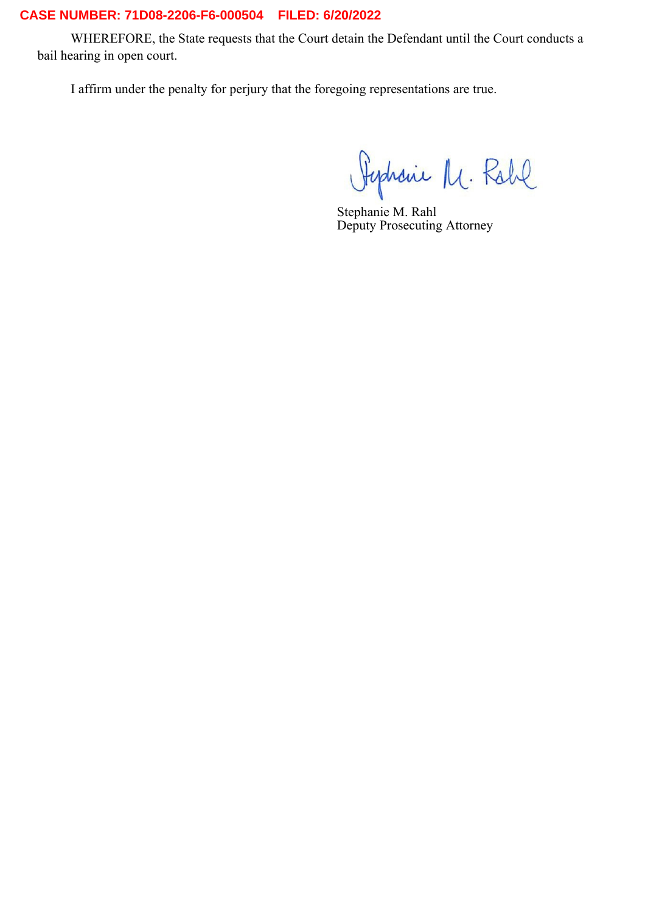CASE NUMBER: 71D08-2206-F6-000504 FILED: 6/20/2022

WHEREFORE, the State requests that the Court detain the Defendant until the Court conducts a bail hearing in open court.

I affirm under the penalty for perjury that the foregoing representations are true.

Stephanie M. Rahl
Deputy Prosecuting Attorney